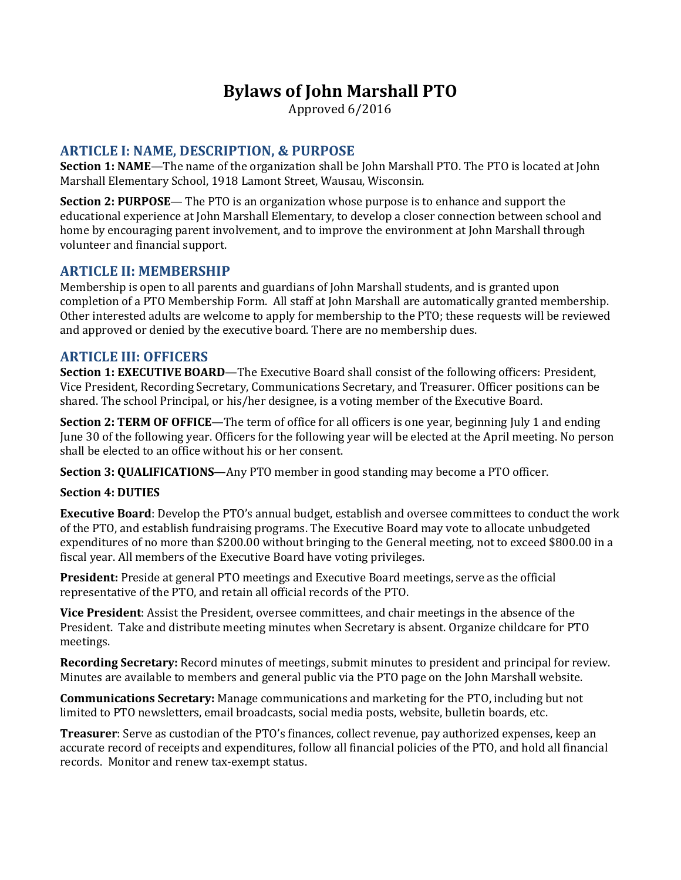# Bylaws of John Marshall PTO

Approved 6/2016

## ARTICLE I: NAME, DESCRIPTION, & PURPOSE

**Section 1: NAME**—The name of the organization shall be John Marshall PTO. The PTO is located at John Marshall Elementary School, 1918 Lamont Street, Wausau, Wisconsin.

**Section 2: PURPOSE**— The PTO is an organization whose purpose is to enhance and support the educational experience at John Marshall Elementary, to develop a closer connection between school and home by encouraging parent involvement, and to improve the environment at John Marshall through volunteer and financial support.

## ARTICLE II: MEMBERSHIP

Membership is open to all parents and guardians of John Marshall students, and is granted upon completion of a PTO Membership Form. All staff at John Marshall are automatically granted membership. Other interested adults are welcome to apply for membership to the PTO; these requests will be reviewed and approved or denied by the executive board. There are no membership dues.

## ARTICLE III: OFFICERS

**Section 1: EXECUTIVE BOARD**—The Executive Board shall consist of the following officers: President, Vice President, Recording Secretary, Communications Secretary, and Treasurer. Officer positions can be shared. The school Principal, or his/her designee, is a voting member of the Executive Board.

**Section 2: TERM OF OFFICE**—The term of office for all officers is one year, beginning July 1 and ending June 30 of the following year. Officers for the following year will be elected at the April meeting. No person shall be elected to an office without his or her consent.

**Section 3: QUALIFICATIONS**—Any PTO member in good standing may become a PTO officer.

**Section 4: DUTIES**

**Executive Board**: Develop the PTO's annual budget, establish and oversee committees to conduct the work of the PTO, and establish fundraising programs. The Executive Board may vote to allocate unbudgeted expenditures of no more than $200.00 without bringing to the General meeting, not to exceed $800.00 in a fiscal year. All members of the Executive Board have voting privileges.

**President:** Preside at general PTO meetings and Executive Board meetings, serve as the official representative of the PTO, and retain all official records of the PTO.

**Vice President**: Assist the President, oversee committees, and chair meetings in the absence of the President. Take and distribute meeting minutes when Secretary is absent. Organize childcare for PTO meetings.

**Recording Secretary:** Record minutes of meetings, submit minutes to president and principal for review. Minutes are available to members and general public via the PTO page on the John Marshall website.

**Communications Secretary:** Manage communications and marketing for the PTO, including but not limited to PTO newsletters, email broadcasts, social media posts, website, bulletin boards, etc.

**Treasurer**: Serve as custodian of the PTO's finances, collect revenue, pay authorized expenses, keep an accurate record of receipts and expenditures, follow all financial policies of the PTO, and hold all financial records. Monitor and renew tax-exempt status.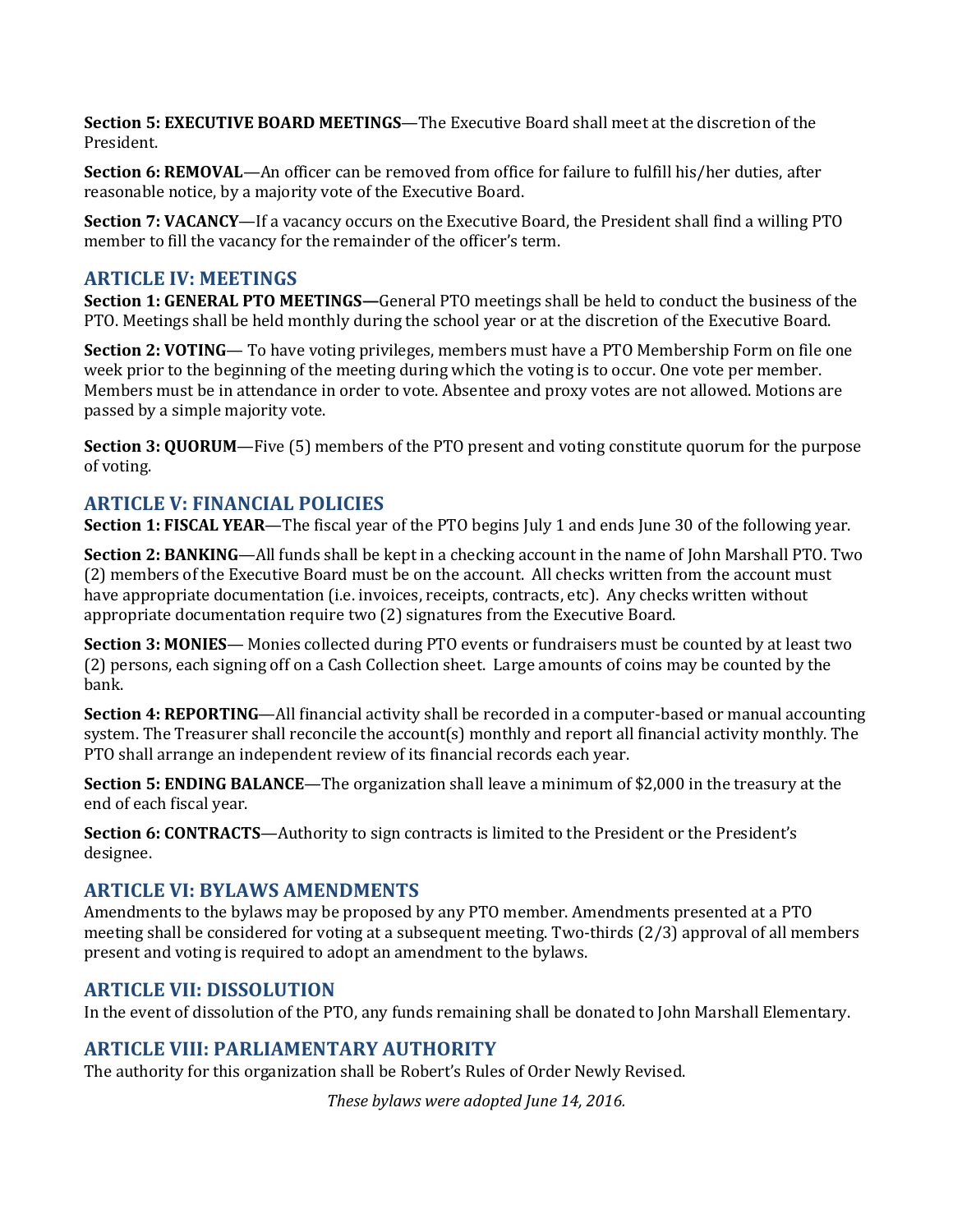**Section 5: EXECUTIVE BOARD MEETINGS**—The Executive Board shall meet at the discretion of the President.

**Section 6: REMOVAL**—An officer can be removed from office for failure to fulfill his/her duties, after reasonable notice, by a majority vote of the Executive Board.

**Section 7: VACANCY**—If a vacancy occurs on the Executive Board, the President shall find a willing PTO member to fill the vacancy for the remainder of the officer's term.

## ARTICLE IV: MEETINGS

**Section 1: GENERAL PTO MEETINGS—**General PTO meetings shall be held to conduct the business of the PTO. Meetings shall be held monthly during the school year or at the discretion of the Executive Board.

**Section 2: VOTING**— To have voting privileges, members must have a PTO Membership Form on file one week prior to the beginning of the meeting during which the voting is to occur. One vote per member. Members must be in attendance in order to vote. Absentee and proxy votes are not allowed. Motions are passed by a simple majority vote.

**Section 3: QUORUM**—Five (5) members of the PTO present and voting constitute quorum for the purpose of voting.

## ARTICLE V: FINANCIAL POLICIES

**Section 1: FISCAL YEAR**—The fiscal year of the PTO begins July 1 and ends June 30 of the following year.

**Section 2: BANKING**—All funds shall be kept in a checking account in the name of John Marshall PTO. Two (2) members of the Executive Board must be on the account. All checks written from the account must have appropriate documentation (i.e. invoices, receipts, contracts, etc). Any checks written without appropriate documentation require two (2) signatures from the Executive Board.

**Section 3: MONIES**— Monies collected during PTO events or fundraisers must be counted by at least two (2) persons, each signing off on a Cash Collection sheet. Large amounts of coins may be counted by the bank.

**Section 4: REPORTING**—All financial activity shall be recorded in a computer-based or manual accounting system. The Treasurer shall reconcile the account(s) monthly and report all financial activity monthly. The PTO shall arrange an independent review of its financial records each year.

**Section 5: ENDING BALANCE**—The organization shall leave a minimum of $2,000 in the treasury at the end of each fiscal year.

**Section 6: CONTRACTS—**Authority to sign contracts is limited to the President or the President's designee.

## ARTICLE VI: BYLAWS AMENDMENTS

Amendments to the bylaws may be proposed by any PTO member. Amendments presented at a PTO meeting shall be considered for voting at a subsequent meeting. Two-thirds (2/3) approval of all members present and voting is required to adopt an amendment to the bylaws.

## ARTICLE VII: DISSOLUTION

In the event of dissolution of the PTO, any funds remaining shall be donated to John Marshall Elementary.

## ARTICLE VIII: PARLIAMENTARY AUTHORITY

The authority for this organization shall be Robert's Rules of Order Newly Revised.

*These bylaws were adopted June 14, 2016.*